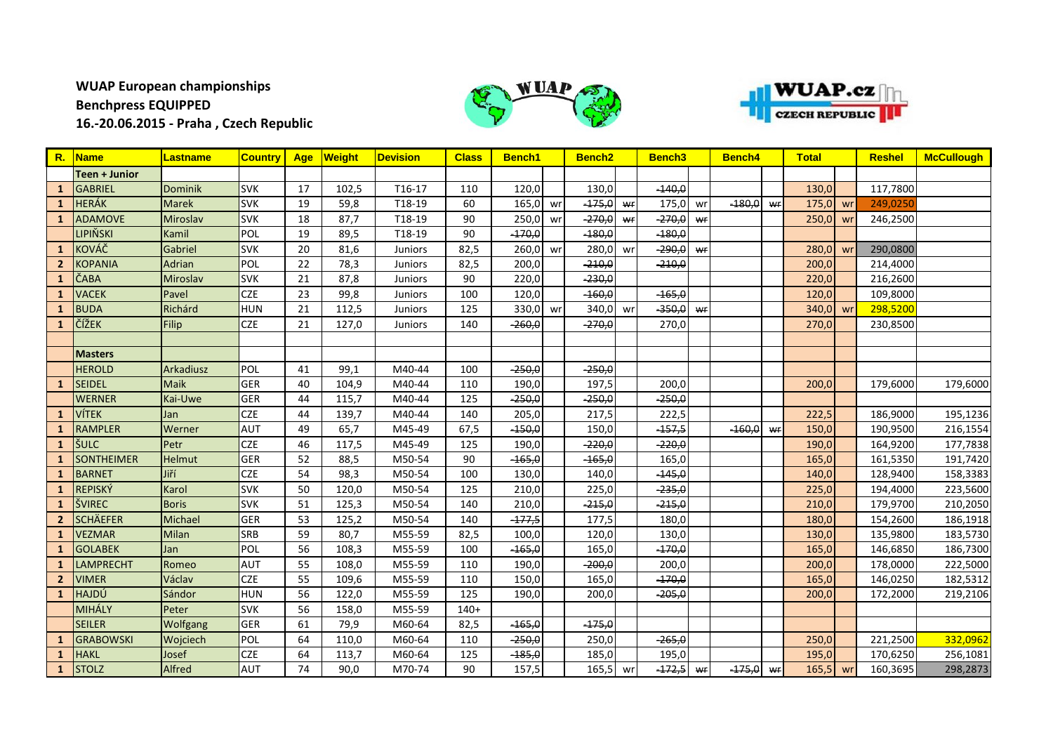**WUAP European championships**
**Benchpress EQUIPPED**
**16.-20.06.2015 - Praha , Czech Republic**

| R. | Name | Lastname | Country | Age | Weight | Devision | Class | Bench1 | | Bench2 | | Bench3 | | Bench4 | | Total | | Reshel | McCullough |
|---|---|---|---|---|---|---|---|---|---|---|---|---|---|---|---|---|---|---|---|
| | **Teen + Junior** | | | | | | | | | | | | | | | | | | |
| 1 | GABRIEL | Dominik | SVK | 17 | 102,5 | T16-17 | 110 | 120,0 | | 130,0 | | ~~140,0~~ | | | | 130,0 | | 117,7800 | |
| 1 | HERÁK | Marek | SVK | 19 | 59,8 | T18-19 | 60 | 165,0 | wr | ~~175,0~~ | ~~wr~~ | 175,0 | wr | ~~180,0~~ | ~~wr~~ | 175,0 | wr | 249,0250 | |
| 1 | ADAMOVE | Miroslav | SVK | 18 | 87,7 | T18-19 | 90 | 250,0 | wr | ~~270,0~~ | ~~wr~~ | ~~270,0~~ | ~~wr~~ | | | 250,0 | wr | 246,2500 | |
| | LIPIŇSKI | Kamil | POL | 19 | 89,5 | T18-19 | 90 | ~~170,0~~ | | ~~180,0~~ | | ~~180,0~~ | | | | | | | |
| 1 | KOVÁČ | Gabriel | SVK | 20 | 81,6 | Juniors | 82,5 | 260,0 | wr | 280,0 | wr | ~~290,0~~ | ~~wr~~ | | | 280,0 | wr | 290,0800 | |
| 2 | KOPANIA | Adrian | POL | 22 | 78,3 | Juniors | 82,5 | 200,0 | | ~~210,0~~ | | ~~210,0~~ | | | | 200,0 | | 214,4000 | |
| 1 | ČABA | Miroslav | SVK | 21 | 87,8 | Juniors | 90 | 220,0 | | ~~230,0~~ | | | | | | 220,0 | | 216,2600 | |
| 1 | VACEK | Pavel | CZE | 23 | 99,8 | Juniors | 100 | 120,0 | | ~~160,0~~ | | ~~165,0~~ | | | | 120,0 | | 109,8000 | |
| 1 | BUDA | Richárd | HUN | 21 | 112,5 | Juniors | 125 | 330,0 | wr | 340,0 | wr | ~~350,0~~ | ~~wr~~ | | | 340,0 | wr | 298,5200 | |
| 1 | ČÍŽEK | Filip | CZE | 21 | 127,0 | Juniors | 140 | ~~260,0~~ | | ~~270,0~~ | | 270,0 | | | | 270,0 | | 230,8500 | |
| | | | | | | | | | | | | | | | | | | | |
| | **Masters** | | | | | | | | | | | | | | | | | | |
| | HEROLD | Arkadiusz | POL | 41 | 99,1 | M40-44 | 100 | ~~250,0~~ | | ~~250,0~~ | | | | | | | | | |
| 1 | SEIDEL | Maik | GER | 40 | 104,9 | M40-44 | 110 | 190,0 | | 197,5 | | 200,0 | | | | 200,0 | | 179,6000 | 179,6000 |
| | WERNER | Kai-Uwe | GER | 44 | 115,7 | M40-44 | 125 | ~~250,0~~ | | ~~250,0~~ | | ~~250,0~~ | | | | | | | |
| 1 | VÍTEK | Jan | CZE | 44 | 139,7 | M40-44 | 140 | 205,0 | | 217,5 | | 222,5 | | | | 222,5 | | 186,9000 | 195,1236 |
| 1 | RAMPLER | Werner | AUT | 49 | 65,7 | M45-49 | 67,5 | ~~150,0~~ | | 150,0 | | ~~157,5~~ | | ~~160,0~~ | ~~wr~~ | 150,0 | | 190,9500 | 216,1554 |
| 1 | ŠULC | Petr | CZE | 46 | 117,5 | M45-49 | 125 | 190,0 | | ~~220,0~~ | | ~~220,0~~ | | | | 190,0 | | 164,9200 | 177,7838 |
| 1 | SONTHEIMER | Helmut | GER | 52 | 88,5 | M50-54 | 90 | ~~165,0~~ | | ~~165,0~~ | | 165,0 | | | | 165,0 | | 161,5350 | 191,7420 |
| 1 | BARNET | Jiří | CZE | 54 | 98,3 | M50-54 | 100 | 130,0 | | 140,0 | | ~~145,0~~ | | | | 140,0 | | 128,9400 | 158,3383 |
| 1 | REPISKÝ | Karol | SVK | 50 | 120,0 | M50-54 | 125 | 210,0 | | 225,0 | | ~~235,0~~ | | | | 225,0 | | 194,4000 | 223,5600 |
| 1 | ŠVIREC | Boris | SVK | 51 | 125,3 | M50-54 | 140 | 210,0 | | ~~215,0~~ | | ~~215,0~~ | | | | 210,0 | | 179,9700 | 210,2050 |
| 2 | SCHÄEFER | Michael | GER | 53 | 125,2 | M50-54 | 140 | ~~177,5~~ | | 177,5 | | 180,0 | | | | 180,0 | | 154,2600 | 186,1918 |
| 1 | VEZMAR | Milan | SRB | 59 | 80,7 | M55-59 | 82,5 | 100,0 | | 120,0 | | 130,0 | | | | 130,0 | | 135,9800 | 183,5730 |
| 1 | GOLABEK | Jan | POL | 56 | 108,3 | M55-59 | 100 | ~~165,0~~ | | 165,0 | | ~~170,0~~ | | | | 165,0 | | 146,6850 | 186,7300 |
| 1 | LAMPRECHT | Romeo | AUT | 55 | 108,0 | M55-59 | 110 | 190,0 | | ~~200,0~~ | | 200,0 | | | | 200,0 | | 178,0000 | 222,5000 |
| 2 | VIMER | Václav | CZE | 55 | 109,6 | M55-59 | 110 | 150,0 | | 165,0 | | ~~170,0~~ | | | | 165,0 | | 146,0250 | 182,5312 |
| 1 | HAJDÚ | Sándor | HUN | 56 | 122,0 | M55-59 | 125 | 190,0 | | 200,0 | | ~~205,0~~ | | | | 200,0 | | 172,2000 | 219,2106 |
| | MIHÁLY | Peter | SVK | 56 | 158,0 | M55-59 | 140+ | | | | | | | | | | | | |
| | SEILER | Wolfgang | GER | 61 | 79,9 | M60-64 | 82,5 | ~~165,0~~ | | ~~175,0~~ | | | | | | | | | |
| 1 | GRABOWSKI | Wojciech | POL | 64 | 110,0 | M60-64 | 110 | ~~250,0~~ | | 250,0 | | ~~265,0~~ | | | | 250,0 | | 221,2500 | 332,0962 |
| 1 | HAKL | Josef | CZE | 64 | 113,7 | M60-64 | 125 | ~~185,0~~ | | 185,0 | | 195,0 | | | | 195,0 | | 170,6250 | 256,1081 |
| 1 | STOLZ | Alfred | AUT | 74 | 90,0 | M70-74 | 90 | 157,5 | | 165,5 | wr | ~~172,5~~ | ~~wr~~ | ~~175,0~~ | ~~wr~~ | 165,5 | wr | 160,3695 | 298,2873 |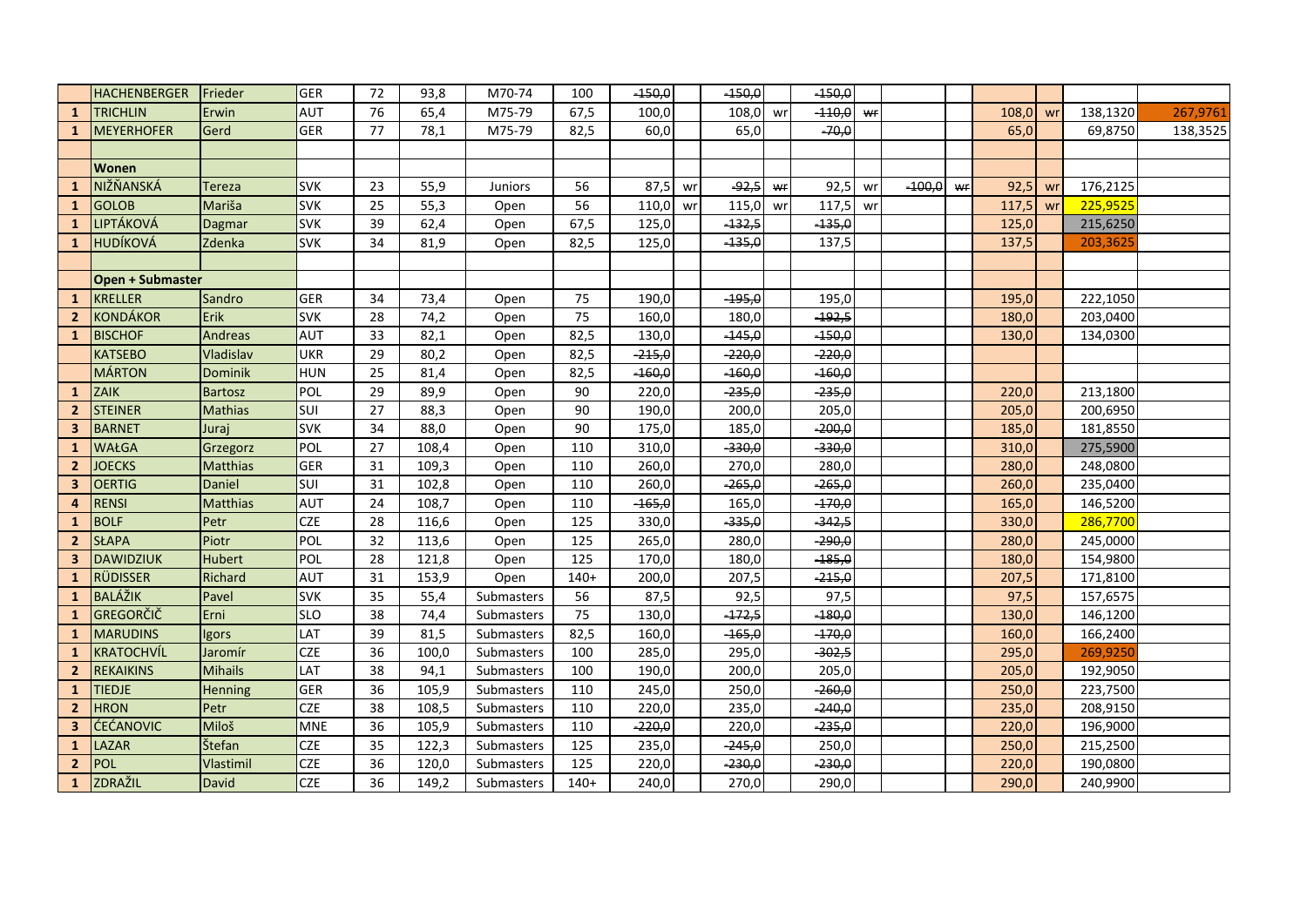| | | | | | | | | | | | | | | | | | | | |
|---|---|---|---|---|---|---|---|---|---|---|---|---|---|---|---|---|---|---|---|
| | HACHENBERGER | Frieder | GER | 72 | 93,8 | M70-74 | 100 | ~~150,0~~ | | ~~150,0~~ | | ~~150,0~~ | | | | | | | |
| 1 | TRICHLIN | Erwin | AUT | 76 | 65,4 | M75-79 | 67,5 | 100,0 | | 108,0 | wr | ~~110,0~~ | ~~wr~~ | | | 108,0 | wr | 138,1320 | 267,9761 |
| 1 | MEYERHOFER | Gerd | GER | 77 | 78,1 | M75-79 | 82,5 | 60,0 | | 65,0 | | ~~70,0~~ | | | | 65,0 | | 69,8750 | 138,3525 |
| | | | | | | | | | | | | | | | | | | | |
| | **Wonen** | | | | | | | | | | | | | | | | | | |
| 1 | NIŽŇANSKÁ | Tereza | SVK | 23 | 55,9 | Juniors | 56 | 87,5 | wr | ~~92,5~~ | ~~wr~~ | 92,5 | wr | ~~100,0~~ | ~~wr~~ | 92,5 | wr | 176,2125 | |
| 1 | GOLOB | Mariša | SVK | 25 | 55,3 | Open | 56 | 110,0 | wr | 115,0 | wr | 117,5 | wr | | | 117,5 | wr | 225,9525 | |
| 1 | LIPTÁKOVÁ | Dagmar | SVK | 39 | 62,4 | Open | 67,5 | 125,0 | | ~~132,5~~ | | ~~135,0~~ | | | | 125,0 | | 215,6250 | |
| 1 | HUDÍKOVÁ | Zdenka | SVK | 34 | 81,9 | Open | 82,5 | 125,0 | | ~~135,0~~ | | 137,5 | | | | 137,5 | | 203,3625 | |
| | | | | | | | | | | | | | | | | | | | |
| | **Open + Submaster** | | | | | | | | | | | | | | | | | | |
| 1 | KRELLER | Sandro | GER | 34 | 73,4 | Open | 75 | 190,0 | | ~~195,0~~ | | 195,0 | | | | 195,0 | | 222,1050 | |
| 2 | KONDÁKOR | Erik | SVK | 28 | 74,2 | Open | 75 | 160,0 | | 180,0 | | ~~192,5~~ | | | | 180,0 | | 203,0400 | |
| 1 | BISCHOF | Andreas | AUT | 33 | 82,1 | Open | 82,5 | 130,0 | | ~~145,0~~ | | ~~150,0~~ | | | | 130,0 | | 134,0300 | |
| | KATSEBO | Vladislav | UKR | 29 | 80,2 | Open | 82,5 | ~~215,0~~ | | ~~220,0~~ | | ~~220,0~~ | | | | | | | |
| | MÁRTON | Dominik | HUN | 25 | 81,4 | Open | 82,5 | ~~160,0~~ | | ~~160,0~~ | | ~~160,0~~ | | | | | | | |
| 1 | ZAIK | Bartosz | POL | 29 | 89,9 | Open | 90 | 220,0 | | ~~235,0~~ | | ~~235,0~~ | | | | 220,0 | | 213,1800 | |
| 2 | STEINER | Mathias | SUI | 27 | 88,3 | Open | 90 | 190,0 | | 200,0 | | 205,0 | | | | 205,0 | | 200,6950 | |
| 3 | BARNET | Juraj | SVK | 34 | 88,0 | Open | 90 | 175,0 | | 185,0 | | ~~200,0~~ | | | | 185,0 | | 181,8550 | |
| 1 | WAŁGA | Grzegorz | POL | 27 | 108,4 | Open | 110 | 310,0 | | ~~330,0~~ | | ~~330,0~~ | | | | 310,0 | | 275,5900 | |
| 2 | JOECKS | Matthias | GER | 31 | 109,3 | Open | 110 | 260,0 | | 270,0 | | 280,0 | | | | 280,0 | | 248,0800 | |
| 3 | OERTIG | Daniel | SUI | 31 | 102,8 | Open | 110 | 260,0 | | ~~265,0~~ | | ~~265,0~~ | | | | 260,0 | | 235,0400 | |
| 4 | RENSI | Matthias | AUT | 24 | 108,7 | Open | 110 | ~~165,0~~ | | 165,0 | | ~~170,0~~ | | | | 165,0 | | 146,5200 | |
| 1 | BOLF | Petr | CZE | 28 | 116,6 | Open | 125 | 330,0 | | ~~335,0~~ | | ~~342,5~~ | | | | 330,0 | | 286,7700 | |
| 2 | SŁAPA | Piotr | POL | 32 | 113,6 | Open | 125 | 265,0 | | 280,0 | | ~~290,0~~ | | | | 280,0 | | 245,0000 | |
| 3 | DAWIDZIUK | Hubert | POL | 28 | 121,8 | Open | 125 | 170,0 | | 180,0 | | ~~185,0~~ | | | | 180,0 | | 154,9800 | |
| 1 | RÜDISSER | Richard | AUT | 31 | 153,9 | Open | 140+ | 200,0 | | 207,5 | | ~~215,0~~ | | | | 207,5 | | 171,8100 | |
| 1 | BALÁŽIK | Pavel | SVK | 35 | 55,4 | Submasters | 56 | 87,5 | | 92,5 | | 97,5 | | | | 97,5 | | 157,6575 | |
| 1 | GREGORČIČ | Erni | SLO | 38 | 74,4 | Submasters | 75 | 130,0 | | ~~172,5~~ | | ~~180,0~~ | | | | 130,0 | | 146,1200 | |
| 1 | MARUDINS | Igors | LAT | 39 | 81,5 | Submasters | 82,5 | 160,0 | | ~~165,0~~ | | ~~170,0~~ | | | | 160,0 | | 166,2400 | |
| 1 | KRATOCHVÍL | Jaromír | CZE | 36 | 100,0 | Submasters | 100 | 285,0 | | 295,0 | | ~~302,5~~ | | | | 295,0 | | 269,9250 | |
| 2 | REKAIKINS | Mihails | LAT | 38 | 94,1 | Submasters | 100 | 190,0 | | 200,0 | | 205,0 | | | | 205,0 | | 192,9050 | |
| 1 | TIEDJE | Henning | GER | 36 | 105,9 | Submasters | 110 | 245,0 | | 250,0 | | ~~260,0~~ | | | | 250,0 | | 223,7500 | |
| 2 | HRON | Petr | CZE | 38 | 108,5 | Submasters | 110 | 220,0 | | 235,0 | | ~~240,0~~ | | | | 235,0 | | 208,9150 | |
| 3 | ĆEĆANOVIC | Miloš | MNE | 36 | 105,9 | Submasters | 110 | ~~220,0~~ | | 220,0 | | ~~235,0~~ | | | | 220,0 | | 196,9000 | |
| 1 | LAZAR | Štefan | CZE | 35 | 122,3 | Submasters | 125 | 235,0 | | ~~245,0~~ | | 250,0 | | | | 250,0 | | 215,2500 | |
| 2 | POL | Vlastimil | CZE | 36 | 120,0 | Submasters | 125 | 220,0 | | ~~230,0~~ | | ~~230,0~~ | | | | 220,0 | | 190,0800 | |
| 1 | ZDRAŽIL | David | CZE | 36 | 149,2 | Submasters | 140+ | 240,0 | | 270,0 | | 290,0 | | | | 290,0 | | 240,9900 | |